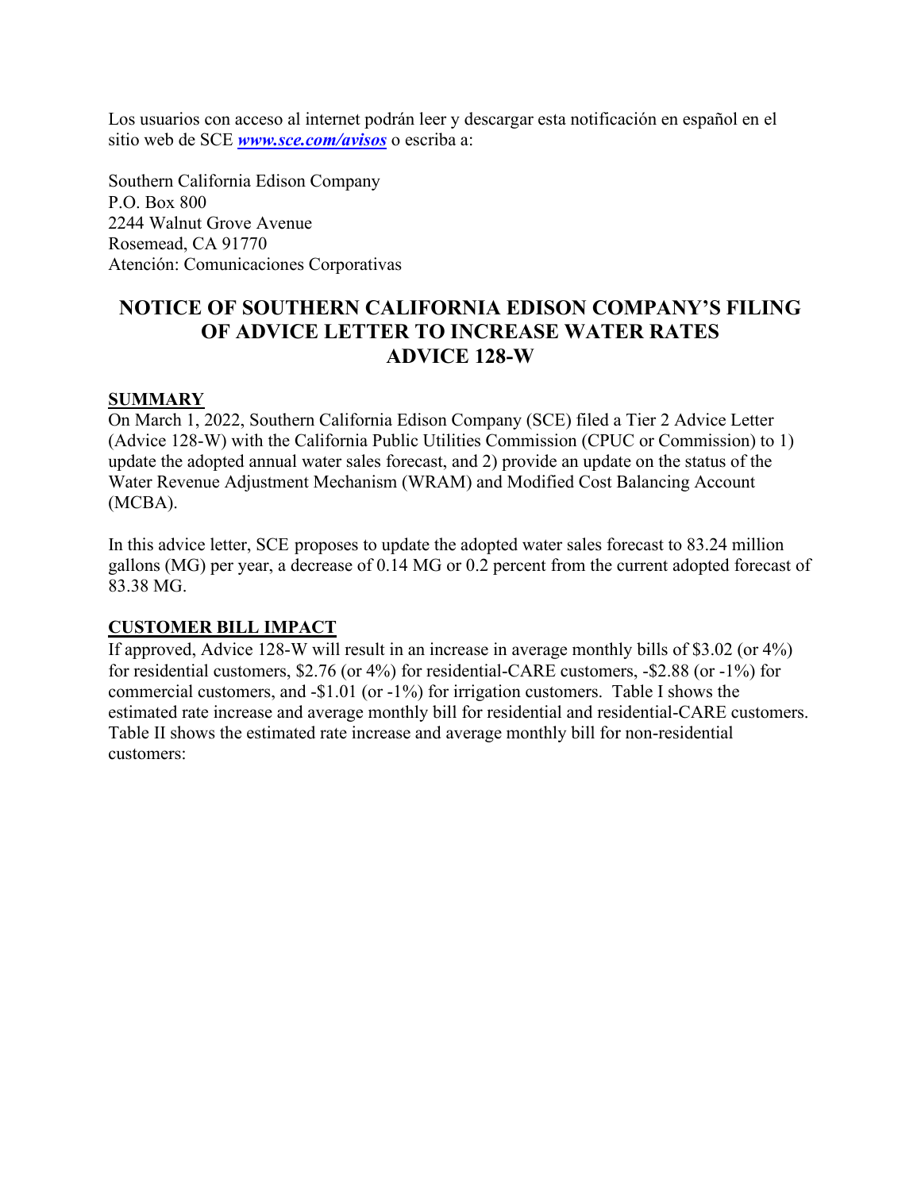Los usuarios con acceso al internet podrán leer y descargar esta notificación en español en el sitio web de SCE ***www.sce.com/avisos*** o escriba a:

Southern California Edison Company
P.O. Box 800
2244 Walnut Grove Avenue
Rosemead, CA 91770
Atención: Comunicaciones Corporativas

# NOTICE OF SOUTHERN CALIFORNIA EDISON COMPANY'S FILING OF ADVICE LETTER TO INCREASE WATER RATES ADVICE 128-W

## SUMMARY

On March 1, 2022, Southern California Edison Company (SCE) filed a Tier 2 Advice Letter (Advice 128-W) with the California Public Utilities Commission (CPUC or Commission) to 1) update the adopted annual water sales forecast, and 2) provide an update on the status of the Water Revenue Adjustment Mechanism (WRAM) and Modified Cost Balancing Account (MCBA).

In this advice letter, SCE proposes to update the adopted water sales forecast to 83.24 million gallons (MG) per year, a decrease of 0.14 MG or 0.2 percent from the current adopted forecast of 83.38 MG.

## CUSTOMER BILL IMPACT

If approved, Advice 128-W will result in an increase in average monthly bills of $3.02 (or 4%) for residential customers, $2.76 (or 4%) for residential-CARE customers, -$2.88 (or -1%) for commercial customers, and -$1.01 (or -1%) for irrigation customers. Table I shows the estimated rate increase and average monthly bill for residential and residential-CARE customers. Table II shows the estimated rate increase and average monthly bill for non-residential customers: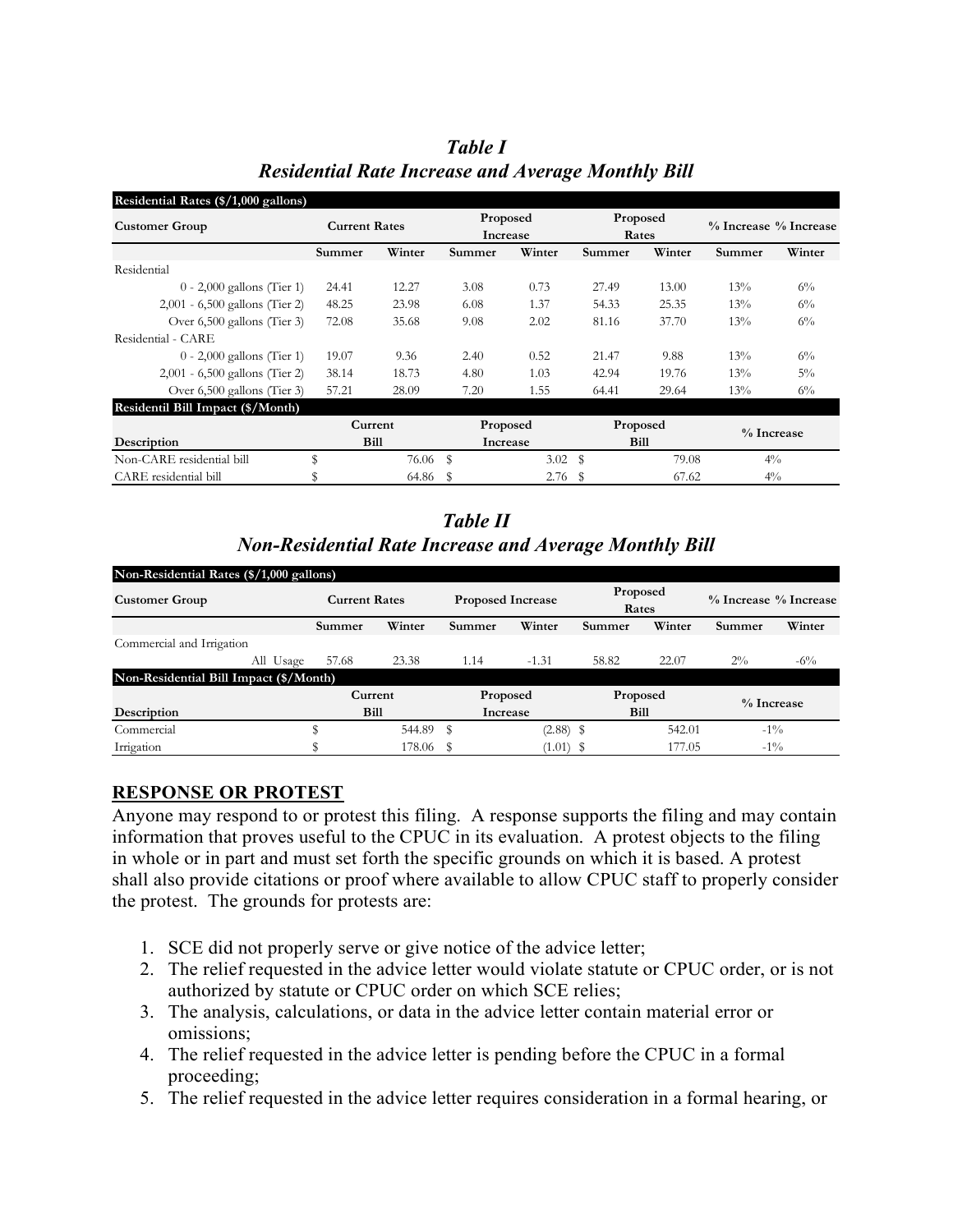## *Table I*
## *Residential Rate Increase and Average Monthly Bill*

| Residential Rates ($/1,000 gallons) | | | | | | | | |
|---|---|---|---|---|---|---|---|---|
| **Customer Group** | **Current Rates** | | **Proposed Increase** | | **Proposed Rates** | | **% Increase** | **% Increase** |
| | **Summer** | **Winter** | **Summer** | **Winter** | **Summer** | **Winter** | **Summer** | **Winter** |
| Residential | | | | | | | | |
| 0 - 2,000 gallons (Tier 1) | 24.41 | 12.27 | 3.08 | 0.73 | 27.49 | 13.00 | 13% | 6% |
| 2,001 - 6,500 gallons (Tier 2) | 48.25 | 23.98 | 6.08 | 1.37 | 54.33 | 25.35 | 13% | 6% |
| Over 6,500 gallons (Tier 3) | 72.08 | 35.68 | 9.08 | 2.02 | 81.16 | 37.70 | 13% | 6% |
| Residential - CARE | | | | | | | | |
| 0 - 2,000 gallons (Tier 1) | 19.07 | 9.36 | 2.40 | 0.52 | 21.47 | 9.88 | 13% | 6% |
| 2,001 - 6,500 gallons (Tier 2) | 38.14 | 18.73 | 4.80 | 1.03 | 42.94 | 19.76 | 13% | 5% |
| Over 6,500 gallons (Tier 3) | 57.21 | 28.09 | 7.20 | 1.55 | 64.41 | 29.64 | 13% | 6% |

| Residentil Bill Impact ($/Month) | | | | |
|---|---|---|---|---|
| **Description** | **Current Bill** | **Proposed Increase** | **Proposed Bill** | **% Increase** |
| Non-CARE residential bill | $ 76.06 | $ 3.02 | $ 79.08 | 4% |
| CARE residential bill | $ 64.86 | $ 2.76 | $ 67.62 | 4% |

## *Table II*
## *Non-Residential Rate Increase and Average Monthly Bill*

| Non-Residential Rates ($/1,000 gallons) | | | | | | | | |
|---|---|---|---|---|---|---|---|---|
| **Customer Group** | **Current Rates** | | **Proposed Increase** | | **Proposed Rates** | | **% Increase** | **% Increase** |
| | **Summer** | **Winter** | **Summer** | **Winter** | **Summer** | **Winter** | **Summer** | **Winter** |
| Commercial and Irrigation | | | | | | | | |
| All Usage | 57.68 | 23.38 | 1.14 | -1.31 | 58.82 | 22.07 | 2% | -6% |

| Non-Residential Bill Impact ($/Month) | | | | |
|---|---|---|---|---|
| **Description** | **Current Bill** | **Proposed Increase** | **Proposed Bill** | **% Increase** |
| Commercial | $ 544.89 | $ (2.88) | $ 542.01 | -1% |
| Irrigation | $ 178.06 | $ (1.01) | $ 177.05 | -1% |

## RESPONSE OR PROTEST

Anyone may respond to or protest this filing. A response supports the filing and may contain information that proves useful to the CPUC in its evaluation. A protest objects to the filing in whole or in part and must set forth the specific grounds on which it is based. A protest shall also provide citations or proof where available to allow CPUC staff to properly consider the protest. The grounds for protests are:

1. SCE did not properly serve or give notice of the advice letter;
2. The relief requested in the advice letter would violate statute or CPUC order, or is not authorized by statute or CPUC order on which SCE relies;
3. The analysis, calculations, or data in the advice letter contain material error or omissions;
4. The relief requested in the advice letter is pending before the CPUC in a formal proceeding;
5. The relief requested in the advice letter requires consideration in a formal hearing, or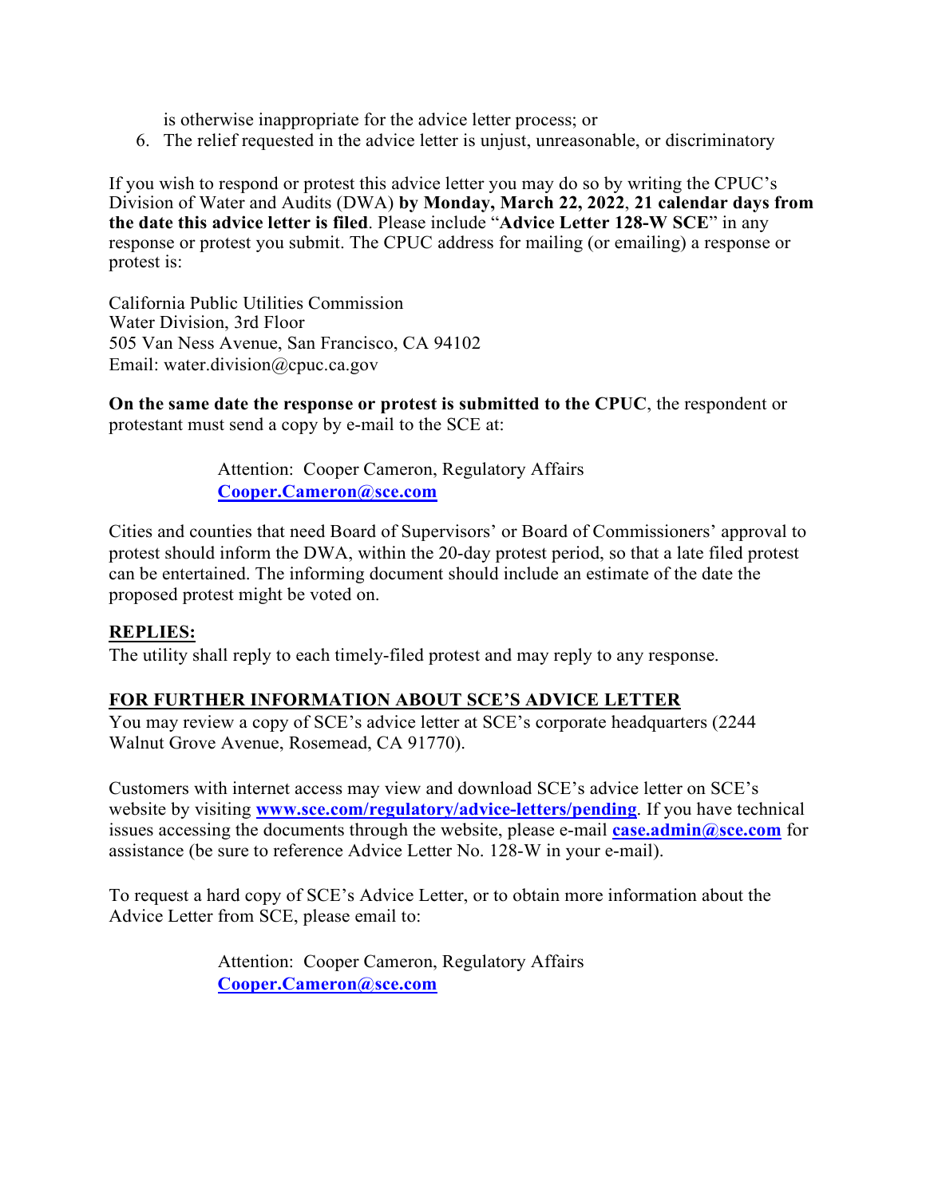is otherwise inappropriate for the advice letter process; or

6. The relief requested in the advice letter is unjust, unreasonable, or discriminatory

If you wish to respond or protest this advice letter you may do so by writing the CPUC's Division of Water and Audits (DWA) **by Monday, March 22, 2022**, **21 calendar days from the date this advice letter is filed**. Please include "**Advice Letter 128-W SCE**" in any response or protest you submit. The CPUC address for mailing (or emailing) a response or protest is:

California Public Utilities Commission
Water Division, 3rd Floor
505 Van Ness Avenue, San Francisco, CA 94102
Email: water.division@cpuc.ca.gov

**On the same date the response or protest is submitted to the CPUC**, the respondent or protestant must send a copy by e-mail to the SCE at:

> Attention: Cooper Cameron, Regulatory Affairs
> **Cooper.Cameron@sce.com**

Cities and counties that need Board of Supervisors' or Board of Commissioners' approval to protest should inform the DWA, within the 20-day protest period, so that a late filed protest can be entertained. The informing document should include an estimate of the date the proposed protest might be voted on.

**REPLIES:**

The utility shall reply to each timely-filed protest and may reply to any response.

**FOR FURTHER INFORMATION ABOUT SCE'S ADVICE LETTER**

You may review a copy of SCE's advice letter at SCE's corporate headquarters (2244 Walnut Grove Avenue, Rosemead, CA 91770).

Customers with internet access may view and download SCE's advice letter on SCE's website by visiting **www.sce.com/regulatory/advice-letters/pending**. If you have technical issues accessing the documents through the website, please e-mail **case.admin@sce.com** for assistance (be sure to reference Advice Letter No. 128-W in your e-mail).

To request a hard copy of SCE's Advice Letter, or to obtain more information about the Advice Letter from SCE, please email to:

> Attention: Cooper Cameron, Regulatory Affairs
> **Cooper.Cameron@sce.com**